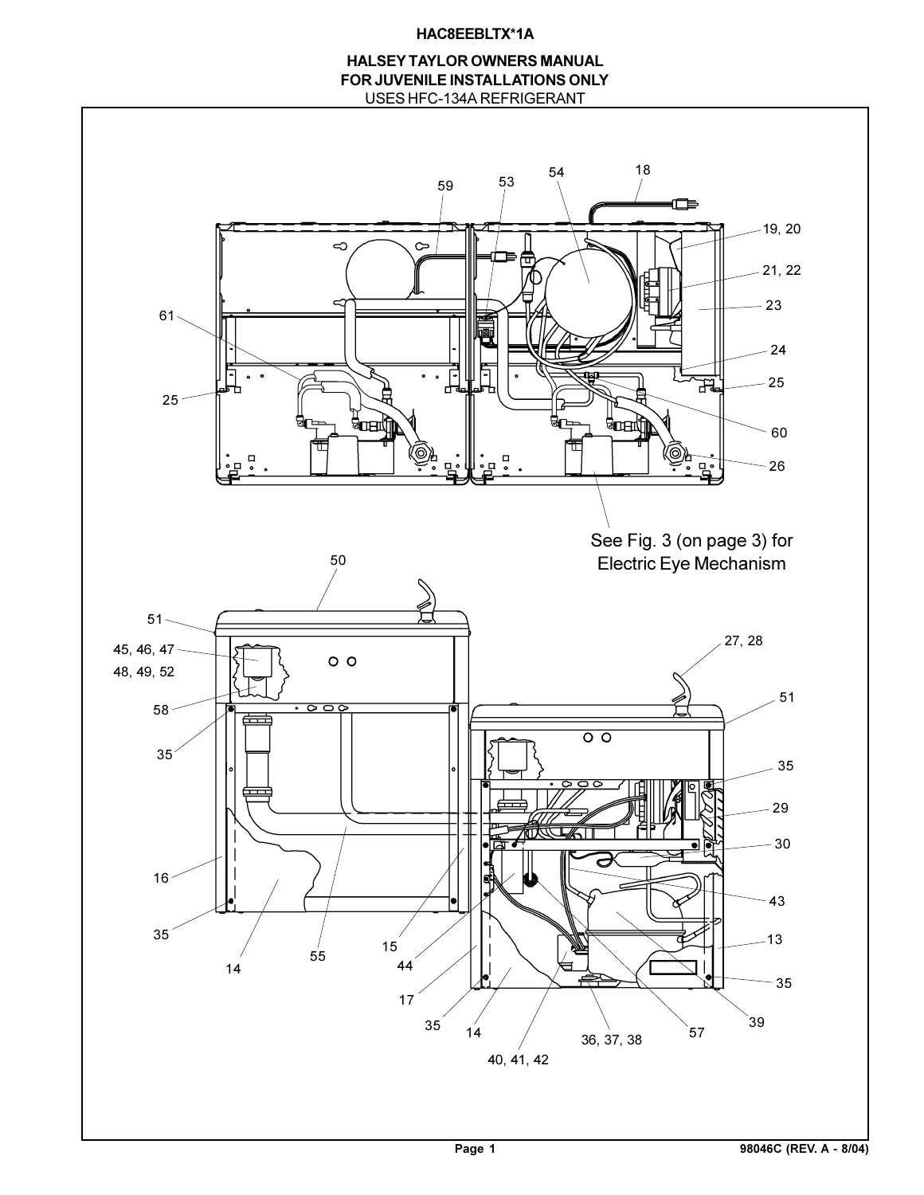# HAC8EEBLTX*1A

## HALSEY TAYLOR OWNERS MANUAL
## FOR JUVENILE INSTALLATIONS ONLY

USES HFC-134A REFRIGERANT

See Fig. 3 (on page 3) for Electric Eye Mechanism

98046C (REV. A - 8/04)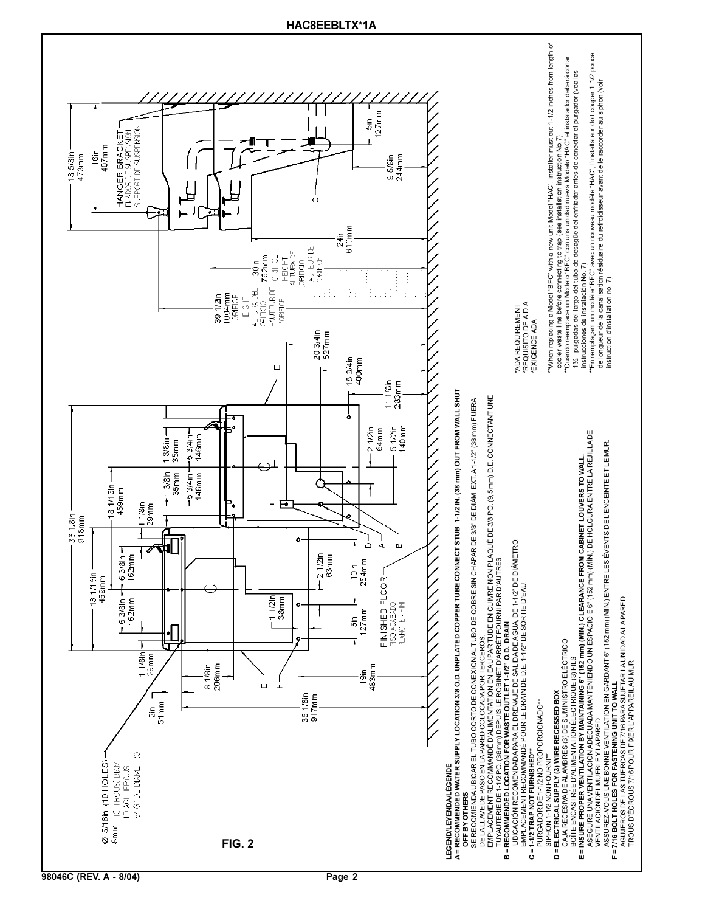# HAC8EEBLTX*1A

FIG. 2

Ø 5/16in (10 HOLES) 8mm (10 TROUS) DIAM. 10 AGUJEROS 5/16" DE DIÁMETRO

36 1/8in 918mm | 18 1/16in 459mm | 18 1/16in 459mm | 6 3/8in 162mm | 6 3/8in 162mm | 1 1/8in 29mm | 1 1/8in 29mm | 1 3/8in 35mm | 1 3/8in 35mm | 5 3/4in 146mm | 5 3/4in 146mm | 8 1/8in 206mm | 1 1/2in 38mm | 2 1/2in 63mm | 10in 254mm | 5in 127mm | 19in 483mm | 2in 51mm | 36 1/8in 917mm | 2 1/2in 64mm | 5 1/2in 140mm | 11 1/8in 283mm | 15 3/4in 400mm | 20 3/4in 527mm

FINISHED FLOOR / PISO ACABADO / PLANCHER FINI

39 1/2in 1004mm ORIFICE HEIGHT ALTURA DEL ORIFICIO HAUTEUR DE L'ORIFICE

30in 762mm ORIFICE HEIGHT ALTURA DEL ORIFICIO HAUTEUR DE L'ORIFICE

24in 610mm

18 5/8in 473mm | 16in 407mm | 5in 127mm | 9 5/8in 244mm

HANGER BRACKET / FIJADOR DE SUSPENSIÓN / SUPPORT DE SUSPENSION

**LEGEND/LEYENDA/LÉGENDE**

**A = RECOMMENDED WATER SUPPLY LOCATION 3/8 O.D. UNPLATED COPPER TUBE CONNECT STUB 1-1/2 IN. (38 mm) OUT FROM WALL SHUT OFF BY OTHERS**
SE RECOMIENDA UBICAR EL TUBO CORTO DE CONEXIÓN AL TUBO DE COBRE SIN CHAPAR DE 3/8" DE DIÁM. EXT. A 1-1/2" (38 mm) FUERA DE LA LLAVE DE PASO EN LA PARED COLOCADA POR TERCEROS.
EMPLACEMENT RECOMMANDÉ D'ALIMENTATION EN EAU PAR TUBE EN CUIVRE NON PLAQUÉ DE 3/8 PO. (9,5 mm) D.E. CONNECTANT UNE TUYAUTERIE DE 1-1/2 PO. (38 mm) DEPUIS LE ROBINET D'ARRÊT FOURNI PAR D'AUTRES.

**B = RECOMMENDED LOCATION FOR WASTE OUTLET 1-1/2" O.D. DRAIN**
UBICACIÓN RECOMENDADA PARA EL DRENAJE DE SALIDA DE AGUA, DE 1-1/2" DE DIÁMETRO.
EMPLACEMENT RECOMMANDÉ POUR LE DRAIN DE D.E. 1-1/2" DE SORTIE D'EAU.

**C = 1-1/2 TRAP NOT FURNISHED****
PURGADOR DE 1-1/2 NO PROPORCIONADO**
SIPHON 1-1/2 NON FOURNI**

**D = ELECTRICAL SUPPLY (3) WIRE RECESSED BOX**
CAJA RECESIVA DE ALAMBRES (3) DE SUMINISTRO ELÉCTRICO
BOÎTE ENCASTRÉE D'ALIMENTATION ÉLECTRIQUE (3) FILS

**E = INSURE PROPER VENTILATION BY MAINTAINING 6" (152 mm) (MIN.) CLEARANCE FROM CABINET LOUVERS TO WALL.**
ASEGURE UNA VENTILACIÓN ADECUADA MANTENIENDO UN ESPACIO E 6" (152 mm) (MÍN.) DE HOLGURA ENTRE LA REJILLA DE VENTILACIÓN DEL MUEBLE Y LA PARED
ASSUREZ-VOUS UNE BONNE VENTILATION EN GARDANT 6" (152 mm) (MIN.) ENTRE LES ÉVENTS DE L'ENCEINTE ET LE MUR.

**F = 7/16 BOLT HOLES FOR FASTENING UNIT TO WALL**
AGUJEROS DE LAS TUERCAS DE 7/16 PARA SUJETAR LA UNIDAD A LA PARED
TROUS D'ÉCROUS 7/16 POUR FIXER L'APPAREIL AU MUR

*ADA REQUIREMENT
*REQUISITO DE A.D.A.
*EXIGENCE ADA

**When replacing a Model "BFC" with a new unit Model "HAC", installer must cut 1-1/2 inches from length of cooler waste line before connecting to trap (see installation instruction No.7)
**Cuando reemplace un Modelo "BFC" con una unidad nueva Modelo "HAC" el instalador deberá cortar 1½ pulgadas del largo del tubo de desagüe del enfriador antes de conectar el purgador (vea las instrucciones de instalación No. 7)
**En remplaçant un modèle "BFC" avec un nouveau modèle "HAC", l'installateur doit couper 1 1/2 pouce de longueur de la canalisation résiduaire du refroidisseur avant de le raccorder au siphon (voir instruction d'installation no. 7)

98046C (REV. A - 8/04)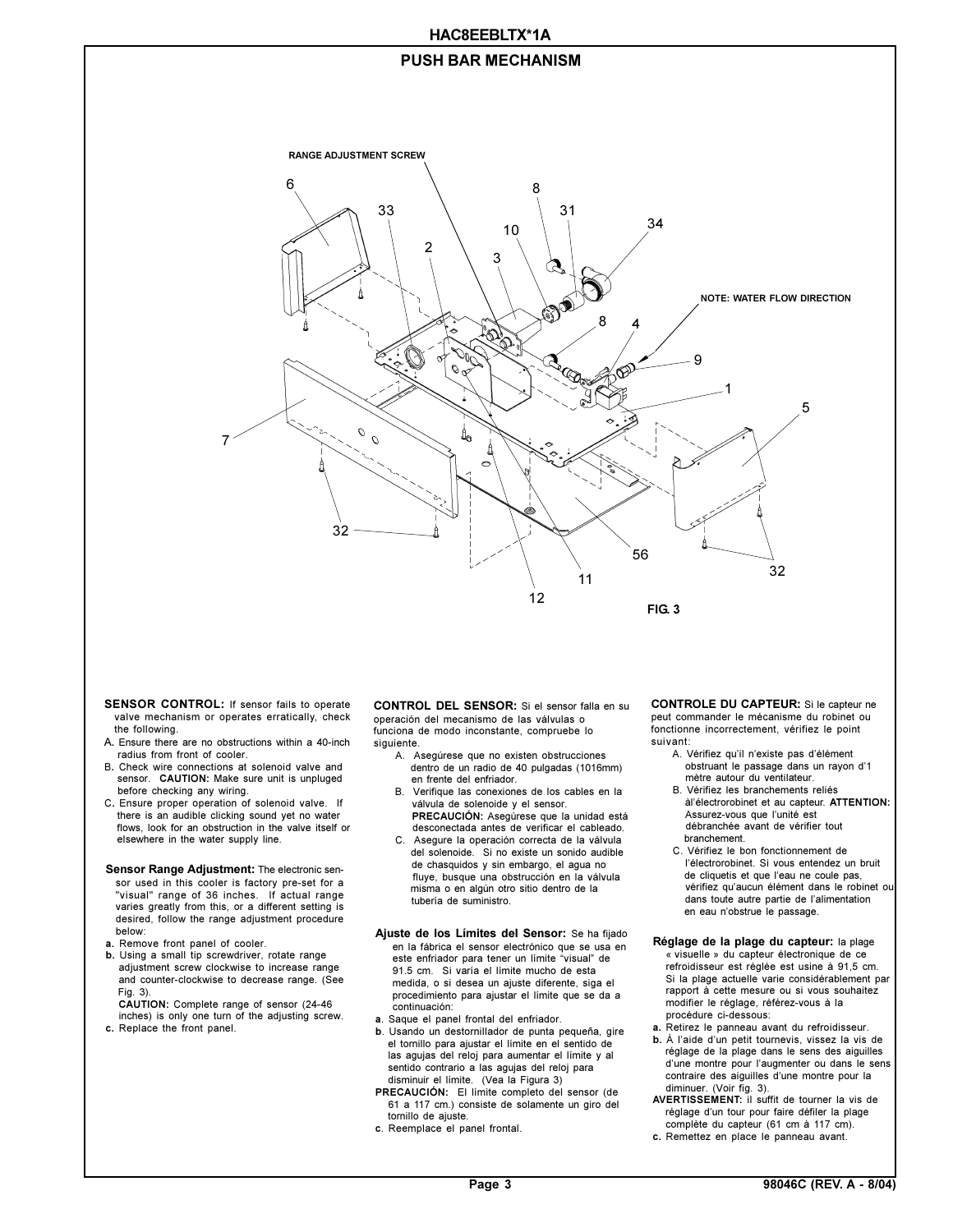# HAC8EEBLTX*1A

## PUSH BAR MECHANISM

RANGE ADJUSTMENT SCREW

NOTE: WATER FLOW DIRECTION

6 33 2 3 10 8 31 34 8 4 9 1 5 7 32 56 11 12 32

FIG. 3

**SENSOR CONTROL:** If sensor fails to operate valve mechanism or operates erratically, check the following.

A. Ensure there are no obstructions within a 40-inch radius from front of cooler.
B. Check wire connections at solenoid valve and sensor. **CAUTION:** Make sure unit is unpluged before checking any wiring.
C. Ensure proper operation of solenoid valve. If there is an audible clicking sound yet no water flows, look for an obstruction in the valve itself or elsewhere in the water supply line.

**Sensor Range Adjustment:** The electronic sensor used in this cooler is factory pre-set for a "visual" range of 36 inches. If actual range varies greatly from this, or a different setting is desired, follow the range adjustment procedure below:

**a.** Remove front panel of cooler.
**b.** Using a small tip screwdriver, rotate range adjustment screw clockwise to increase range and counter-clockwise to decrease range. (See Fig. 3).
**CAUTION:** Complete range of sensor (24-46 inches) is only one turn of the adjusting screw.
**c.** Replace the front panel.

**CONTROL DEL SENSOR:** Si el sensor falla en su operación del mecanismo de las válvulas o funciona de modo inconstante, compruebe lo siguiente.

A. Asegúrese que no existen obstrucciones dentro de un radio de 40 pulgadas (1016mm) en frente del enfriador.
B. Verifique las conexiones de los cables en la válvula de solenoide y el sensor. **PRECAUCIÓN:** Asegúrese que la unidad está desconectada antes de verificar el cableado.
C. Asegure la operación correcta de la válvula del solenoide. Si no existe un sonido audible de chasquidos y sin embargo, el agua no fluye, busque una obstrucción en la válvula misma o en algún otro sitio dentro de la tubería de suministro.

**Ajuste de los Límites del Sensor:** Se ha fijado en la fábrica el sensor electrónico que se usa en este enfriador para tener un límite “visual” de 91.5 cm. Si varía el límite mucho de esta medida, o si desea un ajuste diferente, siga el procedimiento para ajustar el límite que se da a continuación:

**a**. Saque el panel frontal del enfriador.
**b**. Usando un destornillador de punta pequeña, gire el tornillo para ajustar el límite en el sentido de las agujas del reloj para aumentar el límite y al sentido contrario a las agujas del reloj para disminuir el límite. (Vea la Figura 3)
**PRECAUCIÓN:** El límite completo del sensor (de 61 a 117 cm.) consiste de solamente un giro del tornillo de ajuste.
**c**. Reemplace el panel frontal.

**CONTROLE DU CAPTEUR:** Si le capteur ne peut commander le mécanisme du robinet ou fonctionne incorrectement, vérifiez le point suivant:

A. Vérifiez qu'il n'existe pas d'élément obstruant le passage dans un rayon d'1 mètre autour du ventilateur.
B. Vérifiez les branchements reliés àl'électrorobinet et au capteur. **ATTENTION:** Assurez-vous que l'unité est débranchée avant de vérifier tout branchement.
C. Vérifiez le bon fonctionnement de l'électrorobinet. Si vous entendez un bruit de cliquetis et que l'eau ne coule pas, vérifiez qu'aucun élément dans le robinet ou dans toute autre partie de l'alimentation en eau n'obstrue le passage.

**Réglage de la plage du capteur:** la plage « visuelle » du capteur électronique de ce refroidisseur est réglée est usine à 91,5 cm. Si la plage actuelle varie considérablement par rapport à cette mesure ou si vous souhaitez modifier le réglage, référez-vous à la procédure ci-dessous:

**a.** Retirez le panneau avant du refroidisseur.
**b.** À l'aide d'un petit tournevis, vissez la vis de réglage de la plage dans le sens des aiguilles d'une montre pour l'augmenter ou dans le sens contraire des aiguilles d'une montre pour la diminuer. (Voir fig. 3).
**AVERTISSEMENT:** il suffit de tourner la vis de réglage d'un tour pour faire défiler la plage complète du capteur (61 cm à 117 cm).
**c.** Remettez en place le panneau avant.

98046C (REV. A - 8/04)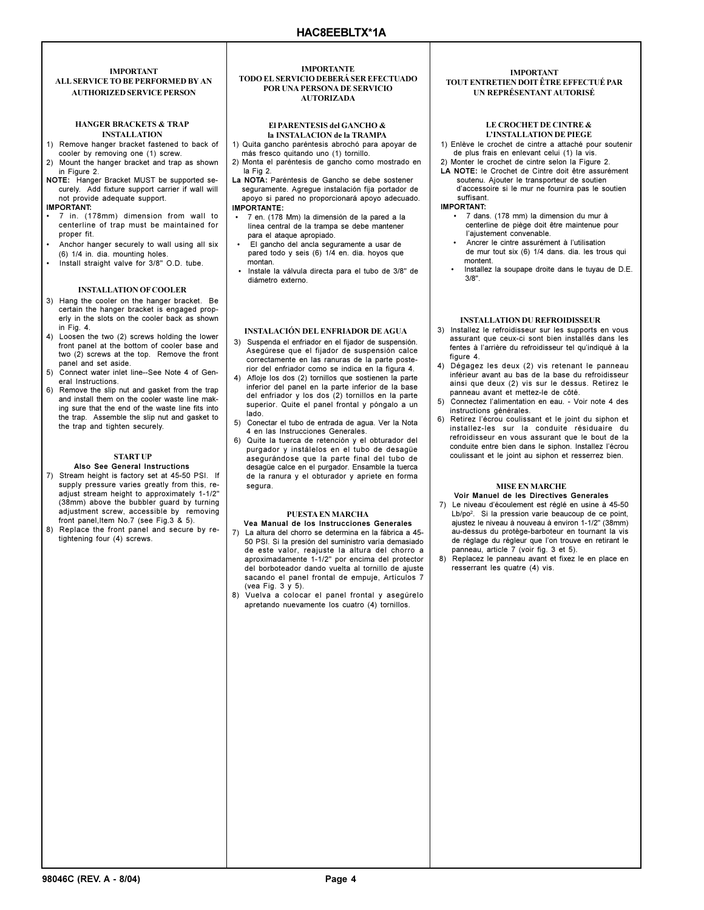# HAC8EEBLTX*1A

## IMPORTANT
## ALL SERVICE TO BE PERFORMED BY AN AUTHORIZED SERVICE PERSON

### HANGER BRACKETS & TRAP INSTALLATION

1) Remove hanger bracket fastened to back of cooler by removing one (1) screw.
2) Mount the hanger bracket and trap as shown in Figure 2.

**NOTE:** Hanger Bracket MUST be supported securely. Add fixture support carrier if wall will not provide adequate support.

**IMPORTANT:**

- 7 in. (178mm) dimension from wall to centerline of trap must be maintained for proper fit.
- Anchor hanger securely to wall using all six (6) 1/4 in. dia. mounting holes.
- Install straight valve for 3/8" O.D. tube.

### INSTALLATION OF COOLER

3) Hang the cooler on the hanger bracket. Be certain the hanger bracket is engaged properly in the slots on the cooler back as shown in Fig. 4.
4) Loosen the two (2) screws holding the lower front panel at the bottom of cooler base and two (2) screws at the top. Remove the front panel and set aside.
5) Connect water inlet line--See Note 4 of General Instructions.
6) Remove the slip nut and gasket from the trap and install them on the cooler waste line making sure that the end of the waste line fits into the trap. Assemble the slip nut and gasket to the trap and tighten securely.

### START UP
**Also See General Instructions**

7) Stream height is factory set at 45-50 PSI. If supply pressure varies greatly from this, readjust stream height to approximately 1-1/2" (38mm) above the bubbler guard by turning adjustment screw, accessible by removing front panel,Item No.7 (see Fig.3 & 5).
8) Replace the front panel and secure by retightening four (4) screws.

## IMPORTANTE
## TODO EL SERVICIO DEBERÁ SER EFECTUADO POR UNA PERSONA DE SERVICIO AUTORIZADA

### El PARENTESIS del GANCHO & la INSTALACION de la TRAMPA

1) Quita gancho paréntesis abrochó para apoyar de más fresco quitando uno (1) tornillo.
2) Monta el paréntesis de gancho como mostrado en la Fig 2.

**La NOTA:** Paréntesis de Gancho se debe sostener seguramente. Agregue instalación fija portador de apoyo si pared no proporcionará apoyo adecuado.

**IMPORTANTE:**

- 7 en. (178 Mm) la dimensión de la pared a la línea central de la trampa se debe mantener para el ataque apropiado.
- El gancho del ancla seguramente a usar de pared todo y seis (6) 1/4 en. dia. hoyos que montan.
- Instale la válvula directa para el tubo de 3/8" de diámetro externo.

### INSTALACIÓN DEL ENFRIADOR DE AGUA

3) Suspenda el enfriador en el fijador de suspensión. Asegúrese que el fijador de suspensión calce correctamente en las ranuras de la parte posterior del enfriador como se indica en la figura 4.
4) Afloje los dos (2) tornillos que sostienen la parte inferior del panel en la parte inferior de la base del enfriador y los dos (2) tornillos en la parte superior. Quite el panel frontal y póngalo a un lado.
5) Conectar el tubo de entrada de agua. Ver la Nota 4 en las Instrucciones Generales.
6) Quite la tuerca de retención y el obturador del purgador y instálelos en el tubo de desagüe asegurándose que la parte final del tubo de desagüe calce en el purgador. Ensamble la tuerca de la ranura y el obturador y apriete en forma segura.

### PUESTA EN MARCHA
**Vea Manual de los Instrucciones Generales**

7) La altura del chorro se determina en la fábrica a 45-50 PSI. Si la presión del suministro varia demasiado de este valor, reajuste la altura del chorro a aproximadamente 1-1/2" por encima del protector del borboteador dando vuelta al tornillo de ajuste sacando el panel frontal de empuje, Artículos 7 (vea Fig. 3 y 5).
8) Vuelva a colocar el panel frontal y asegúrelo apretando nuevamente los cuatro (4) tornillos.

## IMPORTANT
## TOUT ENTRETIEN DOIT ÊTRE EFFECTUÉ PAR UN REPRÉSENTANT AUTORISÉ

### LE CROCHET DE CINTRE & L'INSTALLATION DE PIEGE

1) Enlève le crochet de cintre a attaché pour soutenir de plus frais en enlevant celui (1) la vis.
2) Monter le crochet de cintre selon la Figure 2.

**LA NOTE:** le Crochet de Cintre doit être assurément soutenu. Ajouter le transporteur de soutien d'accessoire si le mur ne fournira pas le soutien suffisant.

**IMPORTANT:**

- 7 dans. (178 mm) la dimension du mur à centerline de piège doit être maintenue pour l'ajustement convenable.
- Ancrer le cintre assurément à l'utilisation de mur tout six (6) 1/4 dans. dia. les trous qui montent.
- Installez la soupape droite dans le tuyau de D.E. 3/8".

### INSTALLATION DU REFROIDISSEUR

3) Installez le refroidisseur sur les supports en vous assurant que ceux-ci sont bien installés dans les fentes à l'arrière du refroidisseur tel qu'indiqué à la figure 4.
4) Dégagez les deux (2) vis retenant le panneau inférieur avant au bas de la base du refroidisseur ainsi que deux (2) vis sur le dessus. Retirez le panneau avant et mettez-le de côté.
5) Connectez l'alimentation en eau. - Voir note 4 des instructions générales.
6) Retirez l'écrou coulissant et le joint du siphon et installez-les sur la conduite résiduaire du refroidisseur en vous assurant que le bout de la conduite entre bien dans le siphon. Installez l'écrou coulissant et le joint au siphon et resserrez bien.

### MISE EN MARCHE
**Voir Manuel de les Directives Generales**

7) Le niveau d'écoulement est réglé en usine à 45-50 Lb/po$^2$. Si la pression varie beaucoup de ce point, ajustez le niveau à nouveau à environ 1-1/2" (38mm) au-dessus du protège-barboteur en tournant la vis de réglage du régleur que l'on trouve en retirant le panneau, article 7 (voir fig. 3 et 5).
8) Replacez le panneau avant et fixez le en place en resserrant les quatre (4) vis.

98046C (REV. A - 8/04)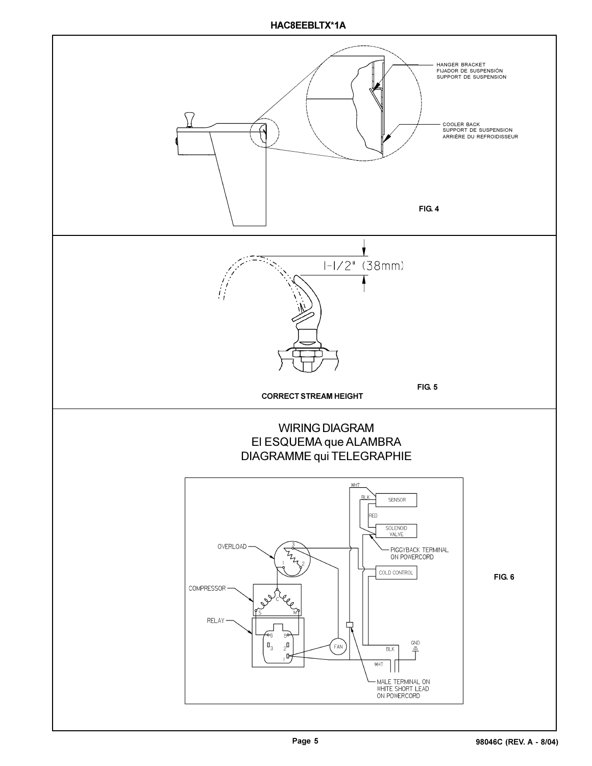HANGER BRACKET
FIJADOR DE SUSPENSIÓN
SUPPORT DE SUSPENSION

COOLER BACK
SUPPORT DE SUSPENSION
ARRIÈRE DU REFROIDISSEUR

**FIG. 4**

1-1/2" (38mm)

**FIG. 5**

**CORRECT STREAM HEIGHT**

## WIRING DIAGRAM
## El ESQUEMA que ALAMBRA
## DIAGRAMME qui TELEGRAPHIE

WHT
BLK
SENSOR
RED
SOLENOID VALVE
OVERLOAD
PIGGYBACK TERMINAL ON POWERCORD
COLD CONTROL
COMPRESSOR
RELAY
FAN
GND
BLK
WHT
MALE TERMINAL ON WHITE SHORT LEAD ON POWERCORD

**FIG. 6**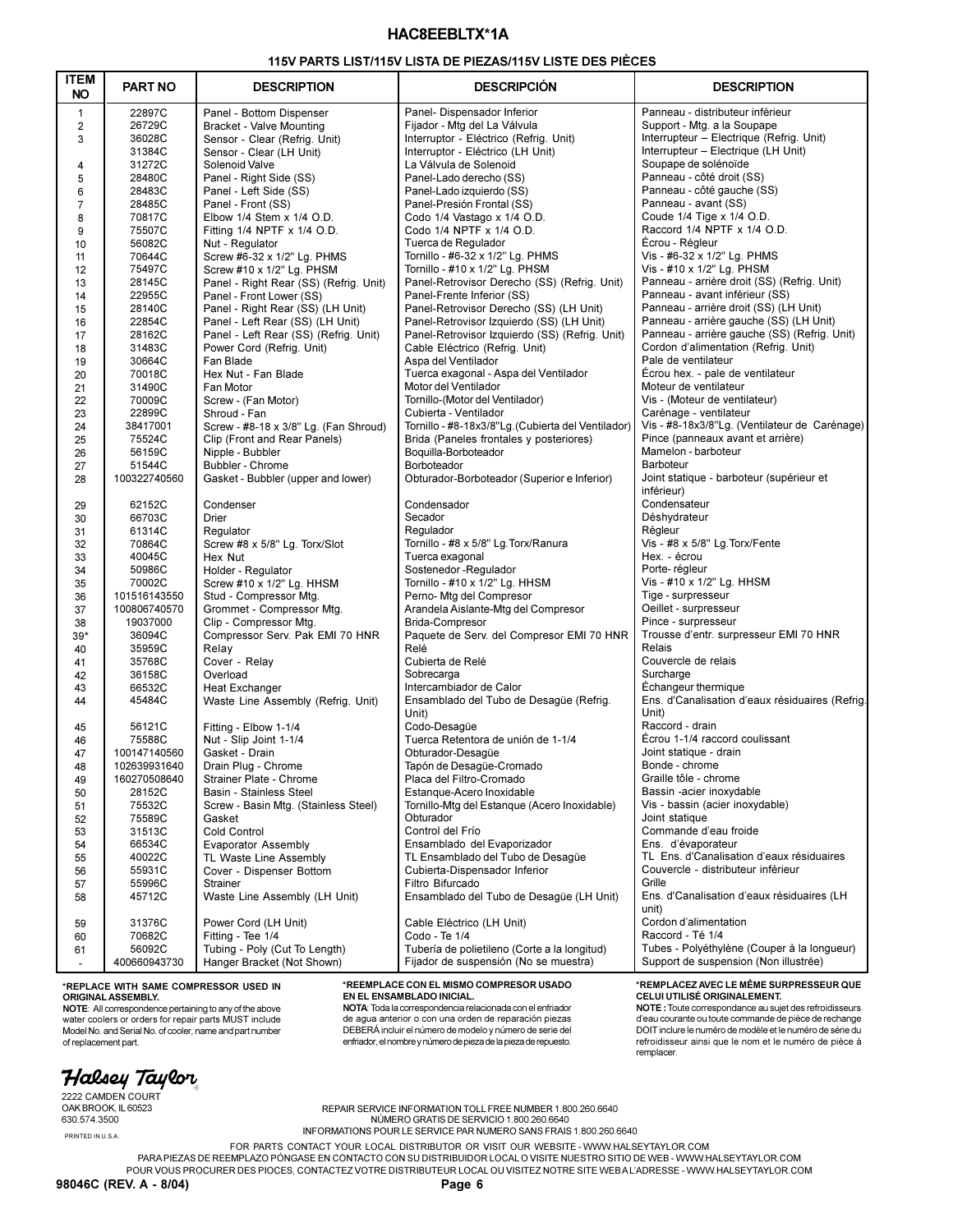# HAC8EEBLTX*1A

### 115V PARTS LIST/115V LISTA DE PIEZAS/115V LISTE DES PIÈCES

| ITEM NO | PART NO | DESCRIPTION | DESCRIPCIÓN | DESCRIPTION |
|---|---|---|---|---|
| 1 | 22897C | Panel - Bottom Dispenser | Panel- Dispensador Inferior | Panneau - distributeur inférieur |
| 2 | 26729C | Bracket - Valve Mounting | Fijador - Mtg del La Válvula | Support - Mtg. a la Soupape |
| 3 | 36028C | Sensor - Clear (Refrig. Unit) | Interruptor - Eléctrico (Refrig. Unit) | Interrupteur – Electrique (Refrig. Unit) |
| | 31384C | Sensor - Clear (LH Unit) | Interruptor - Eléctrico (LH Unit) | Interrupteur – Electrique (LH Unit) |
| 4 | 31272C | Solenoid Valve | La Válvula de Solenoid | Soupape de solénoïde |
| 5 | 28480C | Panel - Right Side (SS) | Panel-Lado derecho (SS) | Panneau - côté droit (SS) |
| 6 | 28483C | Panel - Left Side (SS) | Panel-Lado izquierdo (SS) | Panneau - côté gauche (SS) |
| 7 | 28485C | Panel - Front (SS) | Panel-Presión Frontal (SS) | Panneau - avant (SS) |
| 8 | 70817C | Elbow 1/4 Stem x 1/4 O.D. | Codo 1/4 Vastago x 1/4 O.D. | Coude 1/4 Tige x 1/4 O.D. |
| 9 | 75507C | Fitting 1/4 NPTF x 1/4 O.D. | Codo 1/4 NPTF x 1/4 O.D. | Raccord 1/4 NPTF x 1/4 O.D. |
| 10 | 56082C | Nut - Regulator | Tuerca de Regulador | Écrou - Régleur |
| 11 | 70644C | Screw #6-32 x 1/2" Lg. PHMS | Tornillo - #6-32 x 1/2" Lg. PHMS | Vis - #6-32 x 1/2" Lg. PHMS |
| 12 | 75497C | Screw #10 x 1/2" Lg. PHSM | Tornillo - #10 x 1/2" Lg. PHSM | Vis - #10 x 1/2" Lg. PHSM |
| 13 | 28145C | Panel - Right Rear (SS) (Refrig. Unit) | Panel-Retrovisor Derecho (SS) (Refrig. Unit) | Panneau - arrière droit (SS) (Refrig. Unit) |
| 14 | 22955C | Panel - Front Lower (SS) | Panel-Frente Inferior (SS) | Panneau - avant inférieur (SS) |
| 15 | 28140C | Panel - Right Rear (SS) (LH Unit) | Panel-Retrovisor Derecho (SS) (LH Unit) | Panneau - arrière droit (SS) (LH Unit) |
| 16 | 22854C | Panel - Left Rear (SS) (LH Unit) | Panel-Retrovisor Izquierdo (SS) (LH Unit) | Panneau - arrière gauche (SS) (LH Unit) |
| 17 | 28162C | Panel - Left Rear (SS) (Refrig. Unit) | Panel-Retrovisor Izquierdo (SS) (Refrig. Unit) | Panneau - arrière gauche (SS) (Refrig. Unit) |
| 18 | 31483C | Power Cord (Refrig. Unit) | Cable Eléctrico (Refrig. Unit) | Cordon d'alimentation (Refrig. Unit) |
| 19 | 30664C | Fan Blade | Aspa del Ventilador | Pale de ventilateur |
| 20 | 70018C | Hex Nut - Fan Blade | Tuerca exagonal - Aspa del Ventilador | Écrou hex. - pale de ventilateur |
| 21 | 31490C | Fan Motor | Motor del Ventilador | Moteur de ventilateur |
| 22 | 70009C | Screw - (Fan Motor) | Tornillo-(Motor del Ventilador) | Vis - (Moteur de ventilateur) |
| 23 | 22899C | Shroud - Fan | Cubierta - Ventilador | Carénage - ventilateur |
| 24 | 38417001 | Screw - #8-18 x 3/8" Lg. (Fan Shroud) | Tornillo - #8-18x3/8"Lg.(Cubierta del Ventilador) | Vis - #8-18x3/8"Lg. (Ventilateur de Carénage) |
| 25 | 75524C | Clip (Front and Rear Panels) | Brida (Paneles frontales y posteriores) | Pince (panneaux avant et arrière) |
| 26 | 56159C | Nipple - Bubbler | Boquilla-Borboteador | Mamelon - barboteur |
| 27 | 51544C | Bubbler - Chrome | Borboteador | Barboteur |
| 28 | 100322740560 | Gasket - Bubbler (upper and lower) | Obturador-Borboteador (Superior e Inferior) | Joint statique - barboteur (supérieur et inférieur) |
| 29 | 62152C | Condenser | Condensador | Condensateur |
| 30 | 66703C | Drier | Secador | Déshydrateur |
| 31 | 61314C | Regulator | Regulador | Régleur |
| 32 | 70864C | Screw #8 x 5/8" Lg. Torx/Slot | Tornillo - #8 x 5/8" Lg.Torx/Ranura | Vis - #8 x 5/8" Lg.Torx/Fente |
| 33 | 40045C | Hex Nut | Tuerca exagonal | Hex. - écrou |
| 34 | 50986C | Holder - Regulator | Sostenedor -Regulador | Porte- régleur |
| 35 | 70002C | Screw #10 x 1/2" Lg. HHSM | Tornillo - #10 x 1/2" Lg. HHSM | Vis - #10 x 1/2" Lg. HHSM |
| 36 | 101516143550 | Stud - Compressor Mtg. | Perno- Mtg del Compresor | Tige - surpresseur |
| 37 | 100806740570 | Grommet - Compressor Mtg. | Arandela Aislante-Mtg del Compresor | Oeillet - surpresseur |
| 38 | 19037000 | Clip - Compressor Mtg. | Brida-Compresor | Pince - surpresseur |
| 39* | 36094C | Compressor Serv. Pak EMI 70 HNR | Paquete de Serv. del Compresor EMI 70 HNR | Trousse d'entr. surpresseur EMI 70 HNR |
| 40 | 35959C | Relay | Relé | Relais |
| 41 | 35768C | Cover - Relay | Cubierta de Relé | Couvercle de relais |
| 42 | 36158C | Overload | Sobrecarga | Surcharge |
| 43 | 66532C | Heat Exchanger | Intercambiador de Calor | Échangeur thermique |
| 44 | 45484C | Waste Line Assembly (Refrig. Unit) | Ensamblado del Tubo de Desagüe (Refrig. Unit) | Ens. d'Canalisation d'eaux résiduaires (Refrig. Unit) |
| 45 | 56121C | Fitting - Elbow 1-1/4 | Codo-Desagüe | Raccord - drain |
| 46 | 75588C | Nut - Slip Joint 1-1/4 | Tuerca Retentora de unión de 1-1/4 | Écrou 1-1/4 raccord coulissant |
| 47 | 100147140560 | Gasket - Drain | Obturador-Desagüe | Joint statique - drain |
| 48 | 102639931640 | Drain Plug - Chrome | Tapón de Desagüe-Cromado | Bonde - chrome |
| 49 | 160270508640 | Strainer Plate - Chrome | Placa del Filtro-Cromado | Graille tôle - chrome |
| 50 | 28152C | Basin - Stainless Steel | Estanque-Acero Inoxidable | Bassin -acier inoxydable |
| 51 | 75532C | Screw - Basin Mtg. (Stainless Steel) | Tornillo-Mtg del Estanque (Acero Inoxidable) | Vis - bassin (acier inoxydable) |
| 52 | 75589C | Gasket | Obturador | Joint statique |
| 53 | 31513C | Cold Control | Control del Frío | Commande d'eau froide |
| 54 | 66534C | Evaporator Assembly | Ensamblado del Evaporizador | Ens. d'évaporateur |
| 55 | 40022C | TL Waste Line Assembly | TL Ensamblado del Tubo de Desagüe | TL Ens. d'Canalisation d'eaux résiduaires |
| 56 | 55931C | Cover - Dispenser Bottom | Cubierta-Dispensador Inferior | Couvercle - distributeur inférieur |
| 57 | 55996C | Strainer | Filtro Bifurcado | Grille |
| 58 | 45712C | Waste Line Assembly (LH Unit) | Ensamblado del Tubo de Desagüe (LH Unit) | Ens. d'Canalisation d'eaux résiduaires (LH unit) |
| 59 | 31376C | Power Cord (LH Unit) | Cable Eléctrico (LH Unit) | Cordon d'alimentation |
| 60 | 70682C | Fitting - Tee 1/4 | Codo - Te 1/4 | Raccord - Té 1/4 |
| 61 | 56092C | Tubing - Poly (Cut To Length) | Tubería de polietileno (Corte a la longitud) | Tubes - Polyéthylène (Couper à la longueur) |
| - | 400660943730 | Hanger Bracket (Not Shown) | Fijador de suspensión (No se muestra) | Support de suspension (Non illustrée) |

**\*REPLACE WITH SAME COMPRESSOR USED IN ORIGINAL ASSEMBLY.**

**NOTE**: All correspondence pertaining to any of the above water coolers or orders for repair parts MUST include Model No. and Serial No. of cooler, name and part number of replacement part.

**\*REEMPLACE CON EL MISMO COMPRESOR USADO EN EL ENSAMBLADO INICIAL.**

**NOTA**: Toda la correspondencia relacionada con el enfriador de agua anterior o con una orden de reparación piezas DEBERÁ incluir el número de modelo y número de serie del enfriador, el nombre y número de pieza de la pieza de repuesto.

**\*REMPLACEZ AVEC LE MÊME SURPRESSEUR QUE CELUI UTILISÉ ORIGINALEMENT.**

**NOTE :** Toute correspondance au sujet des refroidisseurs d'eau courante ou toute commande de pièce de rechange DOIT inclure le numéro de modèle et le numéro de série du refroidisseur ainsi que le nom et le numéro de pièce à remplacer.

*Halsey Taylor*

2222 CAMDEN COURT
OAK BROOK, IL 60523
630.574.3500

PRINTED IN U.S.A.

REPAIR SERVICE INFORMATION TOLL FREE NUMBER 1.800.260.6640
NÚMERO GRATIS DE SERVICIO 1.800.260.6640
INFORMATIONS POUR LE SERVICE PAR NUMERO SANS FRAIS 1.800.260.6640

FOR PARTS CONTACT YOUR LOCAL DISTRIBUTOR OR VISIT OUR WEBSITE - WWW.HALSEYTAYLOR.COM
PARA PIEZAS DE REEMPLAZO PÓNGASE EN CONTACTO CON SU DISTRIBUIDOR LOCAL O VISITE NUESTRO SITIO DE WEB - WWW.HALSEYTAYLOR.COM
POUR VOUS PROCURER DES PIOCES, CONTACTEZ VOTRE DISTRIBUTEUR LOCAL OU VISITEZ NOTRE SITE WEB A L'ADRESSE - WWW.HALSEYTAYLOR.COM

98046C (REV. A - 8/04)